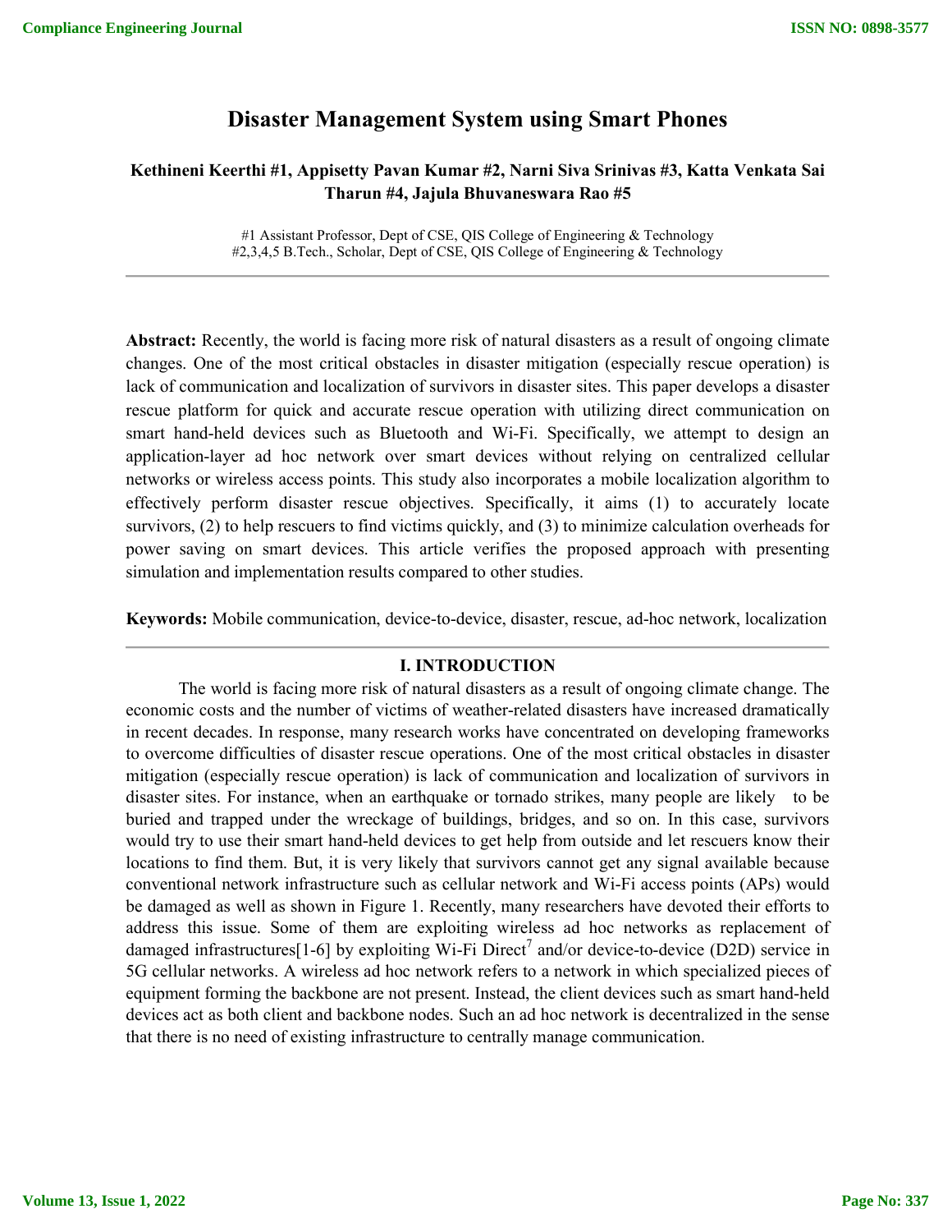# Disaster Management System using Smart Phones

**Kethineni Keerthi #1, Appisetty Pavan Kumar #2, Narni Siva Srinivas #3, Katta Venkata Sai Tharun #4, Jajula Bhuvaneswara Rao #5**

#1 Assistant Professor, Dept of CSE, QIS College of Engineering & Technology
#2,3,4,5 B.Tech., Scholar, Dept of CSE, QIS College of Engineering & Technology

---

**Abstract:** Recently, the world is facing more risk of natural disasters as a result of ongoing climate changes. One of the most critical obstacles in disaster mitigation (especially rescue operation) is lack of communication and localization of survivors in disaster sites. This paper develops a disaster rescue platform for quick and accurate rescue operation with utilizing direct communication on smart hand-held devices such as Bluetooth and Wi-Fi. Specifically, we attempt to design an application-layer ad hoc network over smart devices without relying on centralized cellular networks or wireless access points. This study also incorporates a mobile localization algorithm to effectively perform disaster rescue objectives. Specifically, it aims (1) to accurately locate survivors, (2) to help rescuers to find victims quickly, and (3) to minimize calculation overheads for power saving on smart devices. This article verifies the proposed approach with presenting simulation and implementation results compared to other studies.

**Keywords:** Mobile communication, device-to-device, disaster, rescue, ad-hoc network, localization

---

## I. INTRODUCTION

The world is facing more risk of natural disasters as a result of ongoing climate change. The economic costs and the number of victims of weather-related disasters have increased dramatically in recent decades. In response, many research works have concentrated on developing frameworks to overcome difficulties of disaster rescue operations. One of the most critical obstacles in disaster mitigation (especially rescue operation) is lack of communication and localization of survivors in disaster sites. For instance, when an earthquake or tornado strikes, many people are likely to be buried and trapped under the wreckage of buildings, bridges, and so on. In this case, survivors would try to use their smart hand-held devices to get help from outside and let rescuers know their locations to find them. But, it is very likely that survivors cannot get any signal available because conventional network infrastructure such as cellular network and Wi-Fi access points (APs) would be damaged as well as shown in Figure 1. Recently, many researchers have devoted their efforts to address this issue. Some of them are exploiting wireless ad hoc networks as replacement of damaged infrastructures[1-6] by exploiting Wi-Fi Direct[7] and/or device-to-device (D2D) service in 5G cellular networks. A wireless ad hoc network refers to a network in which specialized pieces of equipment forming the backbone are not present. Instead, the client devices such as smart hand-held devices act as both client and backbone nodes. Such an ad hoc network is decentralized in the sense that there is no need of existing infrastructure to centrally manage communication.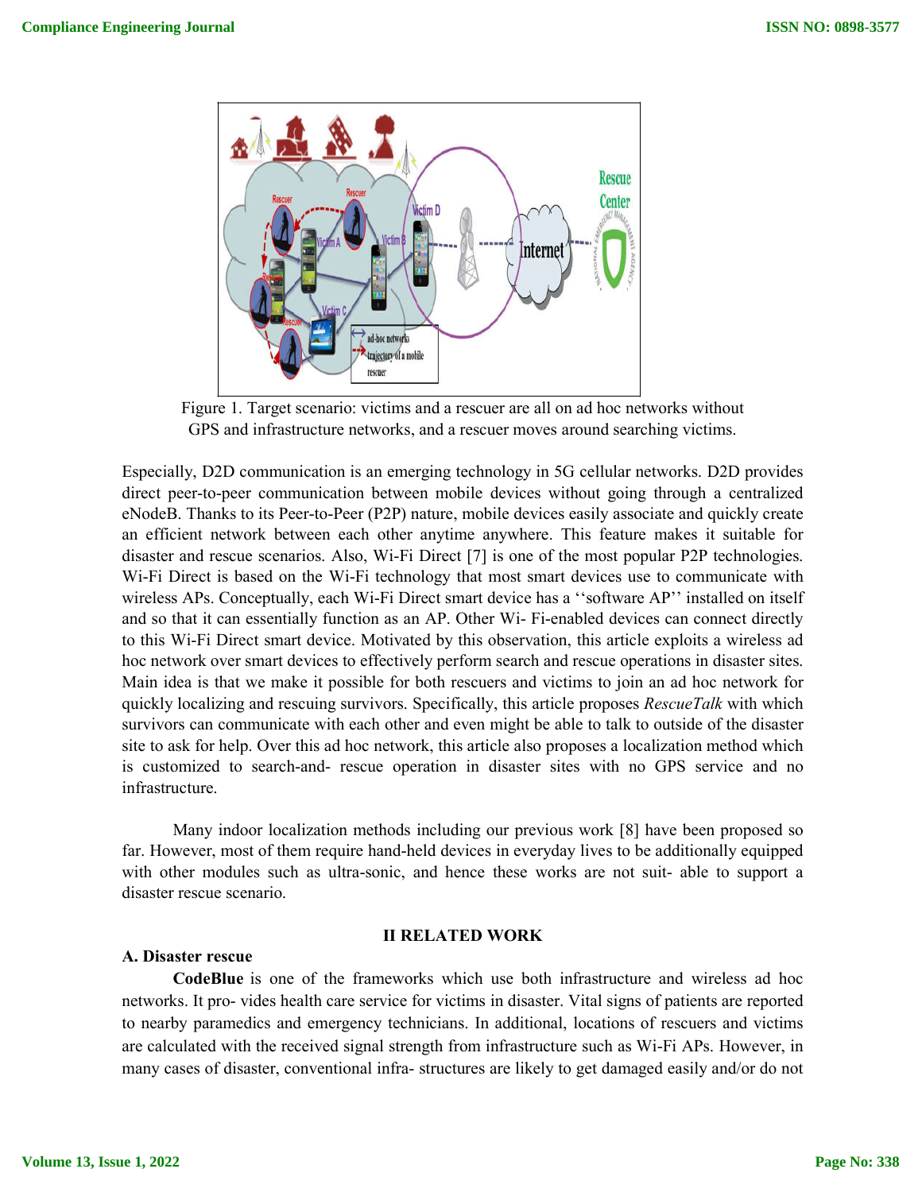Figure 1. Target scenario: victims and a rescuer are all on ad hoc networks without GPS and infrastructure networks, and a rescuer moves around searching victims.

Especially, D2D communication is an emerging technology in 5G cellular networks. D2D provides direct peer-to-peer communication between mobile devices without going through a centralized eNodeB. Thanks to its Peer-to-Peer (P2P) nature, mobile devices easily associate and quickly create an efficient network between each other anytime anywhere. This feature makes it suitable for disaster and rescue scenarios. Also, Wi-Fi Direct [7] is one of the most popular P2P technologies. Wi-Fi Direct is based on the Wi-Fi technology that most smart devices use to communicate with wireless APs. Conceptually, each Wi-Fi Direct smart device has a ''software AP'' installed on itself and so that it can essentially function as an AP. Other Wi- Fi-enabled devices can connect directly to this Wi-Fi Direct smart device. Motivated by this observation, this article exploits a wireless ad hoc network over smart devices to effectively perform search and rescue operations in disaster sites. Main idea is that we make it possible for both rescuers and victims to join an ad hoc network for quickly localizing and rescuing survivors. Specifically, this article proposes *RescueTalk* with which survivors can communicate with each other and even might be able to talk to outside of the disaster site to ask for help. Over this ad hoc network, this article also proposes a localization method which is customized to search-and- rescue operation in disaster sites with no GPS service and no infrastructure.

Many indoor localization methods including our previous work [8] have been proposed so far. However, most of them require hand-held devices in everyday lives to be additionally equipped with other modules such as ultra-sonic, and hence these works are not suit- able to support a disaster rescue scenario.

## II RELATED WORK

### A. Disaster rescue

**CodeBlue** is one of the frameworks which use both infrastructure and wireless ad hoc networks. It pro- vides health care service for victims in disaster. Vital signs of patients are reported to nearby paramedics and emergency technicians. In additional, locations of rescuers and victims are calculated with the received signal strength from infrastructure such as Wi-Fi APs. However, in many cases of disaster, conventional infra- structures are likely to get damaged easily and/or do not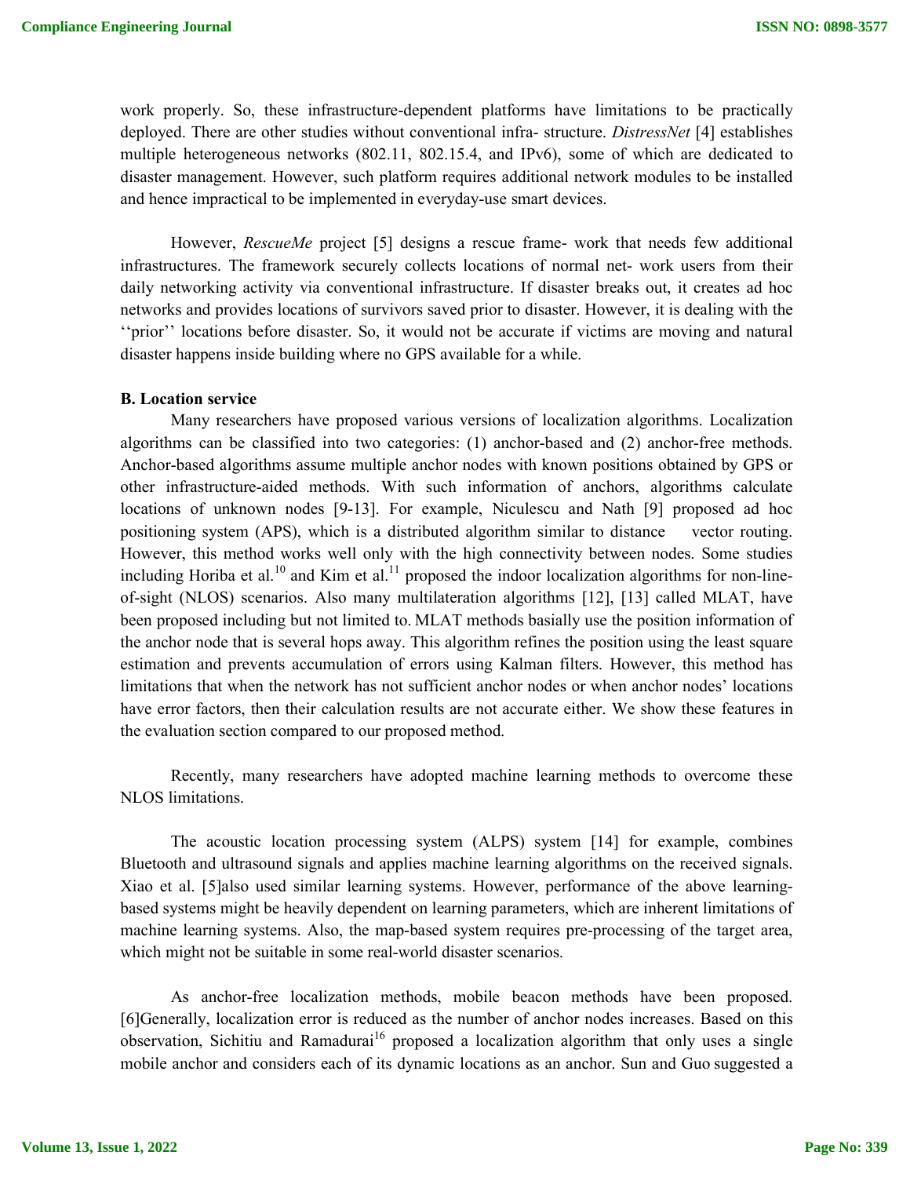work properly. So, these infrastructure-dependent platforms have limitations to be practically deployed. There are other studies without conventional infra- structure. *DistressNet* [4] establishes multiple heterogeneous networks (802.11, 802.15.4, and IPv6), some of which are dedicated to disaster management. However, such platform requires additional network modules to be installed and hence impractical to be implemented in everyday-use smart devices.

However, *RescueMe* project [5] designs a rescue frame- work that needs few additional infrastructures. The framework securely collects locations of normal net- work users from their daily networking activity via conventional infrastructure. If disaster breaks out, it creates ad hoc networks and provides locations of survivors saved prior to disaster. However, it is dealing with the ''prior'' locations before disaster. So, it would not be accurate if victims are moving and natural disaster happens inside building where no GPS available for a while.

### B. Location service

Many researchers have proposed various versions of localization algorithms. Localization algorithms can be classified into two categories: (1) anchor-based and (2) anchor-free methods. Anchor-based algorithms assume multiple anchor nodes with known positions obtained by GPS or other infrastructure-aided methods. With such information of anchors, algorithms calculate locations of unknown nodes [9-13]. For example, Niculescu and Nath [9] proposed ad hoc positioning system (APS), which is a distributed algorithm similar to distance vector routing. However, this method works well only with the high connectivity between nodes. Some studies including Horiba et al.[10] and Kim et al.[11] proposed the indoor localization algorithms for non-line-of-sight (NLOS) scenarios. Also many multilateration algorithms [12], [13] called MLAT, have been proposed including but not limited to. MLAT methods basially use the position information of the anchor node that is several hops away. This algorithm refines the position using the least square estimation and prevents accumulation of errors using Kalman filters. However, this method has limitations that when the network has not sufficient anchor nodes or when anchor nodes' locations have error factors, then their calculation results are not accurate either. We show these features in the evaluation section compared to our proposed method.

Recently, many researchers have adopted machine learning methods to overcome these NLOS limitations.

The acoustic location processing system (ALPS) system [14] for example, combines Bluetooth and ultrasound signals and applies machine learning algorithms on the received signals. Xiao et al. [5]also used similar learning systems. However, performance of the above learning-based systems might be heavily dependent on learning parameters, which are inherent limitations of machine learning systems. Also, the map-based system requires pre-processing of the target area, which might not be suitable in some real-world disaster scenarios.

As anchor-free localization methods, mobile beacon methods have been proposed. [6]Generally, localization error is reduced as the number of anchor nodes increases. Based on this observation, Sichitiu and Ramadurai[16] proposed a localization algorithm that only uses a single mobile anchor and considers each of its dynamic locations as an anchor. Sun and Guo suggested a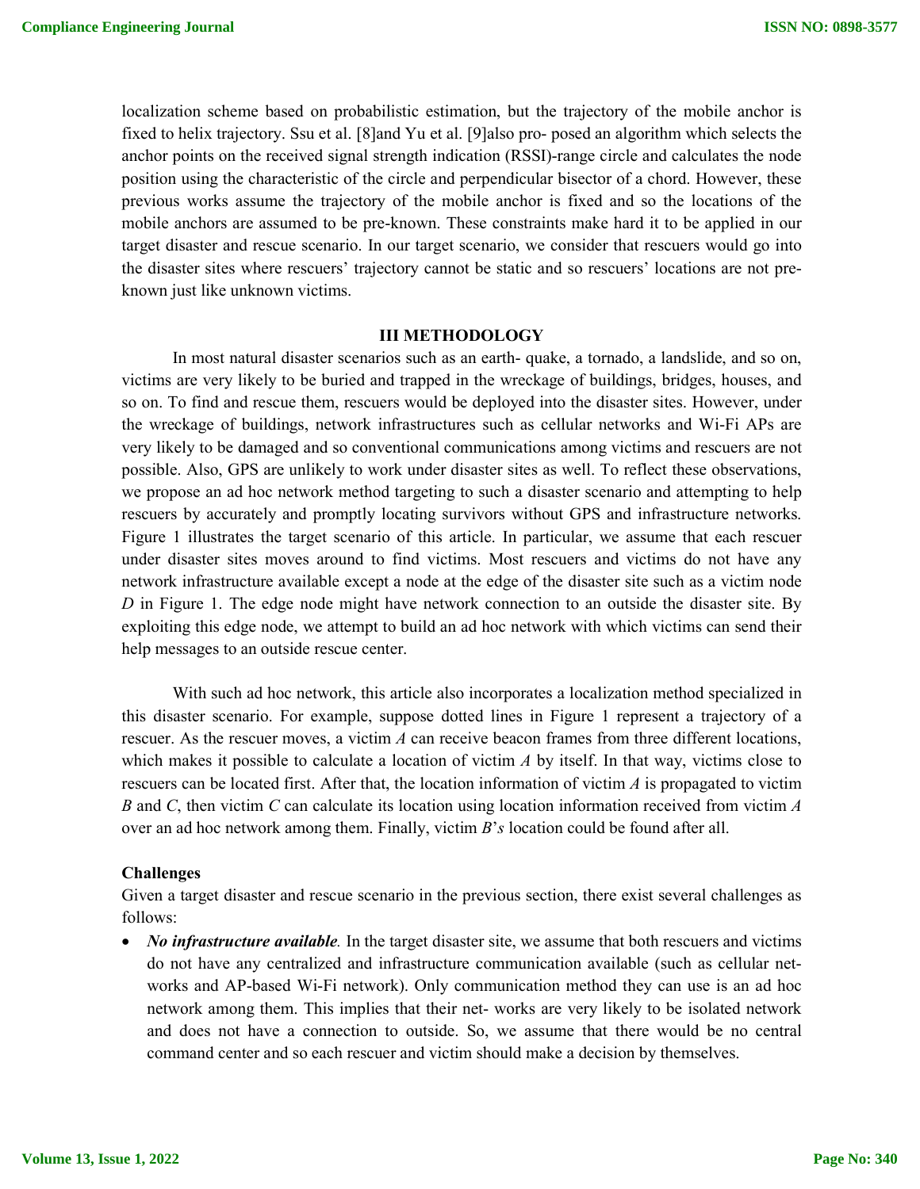localization scheme based on probabilistic estimation, but the trajectory of the mobile anchor is fixed to helix trajectory. Ssu et al. [8]and Yu et al. [9]also pro- posed an algorithm which selects the anchor points on the received signal strength indication (RSSI)-range circle and calculates the node position using the characteristic of the circle and perpendicular bisector of a chord. However, these previous works assume the trajectory of the mobile anchor is fixed and so the locations of the mobile anchors are assumed to be pre-known. These constraints make hard it to be applied in our target disaster and rescue scenario. In our target scenario, we consider that rescuers would go into the disaster sites where rescuers' trajectory cannot be static and so rescuers' locations are not pre-known just like unknown victims.

## III METHODOLOGY

In most natural disaster scenarios such as an earth- quake, a tornado, a landslide, and so on, victims are very likely to be buried and trapped in the wreckage of buildings, bridges, houses, and so on. To find and rescue them, rescuers would be deployed into the disaster sites. However, under the wreckage of buildings, network infrastructures such as cellular networks and Wi-Fi APs are very likely to be damaged and so conventional communications among victims and rescuers are not possible. Also, GPS are unlikely to work under disaster sites as well. To reflect these observations, we propose an ad hoc network method targeting to such a disaster scenario and attempting to help rescuers by accurately and promptly locating survivors without GPS and infrastructure networks. Figure 1 illustrates the target scenario of this article. In particular, we assume that each rescuer under disaster sites moves around to find victims. Most rescuers and victims do not have any network infrastructure available except a node at the edge of the disaster site such as a victim node *D* in Figure 1. The edge node might have network connection to an outside the disaster site. By exploiting this edge node, we attempt to build an ad hoc network with which victims can send their help messages to an outside rescue center.

With such ad hoc network, this article also incorporates a localization method specialized in this disaster scenario. For example, suppose dotted lines in Figure 1 represent a trajectory of a rescuer. As the rescuer moves, a victim *A* can receive beacon frames from three different locations, which makes it possible to calculate a location of victim *A* by itself. In that way, victims close to rescuers can be located first. After that, the location information of victim *A* is propagated to victim *B* and *C*, then victim *C* can calculate its location using location information received from victim *A* over an ad hoc network among them. Finally, victim *B*'*s* location could be found after all.

### Challenges

Given a target disaster and rescue scenario in the previous section, there exist several challenges as follows:

- ***No infrastructure available.*** In the target disaster site, we assume that both rescuers and victims do not have any centralized and infrastructure communication available (such as cellular net- works and AP-based Wi-Fi network). Only communication method they can use is an ad hoc network among them. This implies that their net- works are very likely to be isolated network and does not have a connection to outside. So, we assume that there would be no central command center and so each rescuer and victim should make a decision by themselves.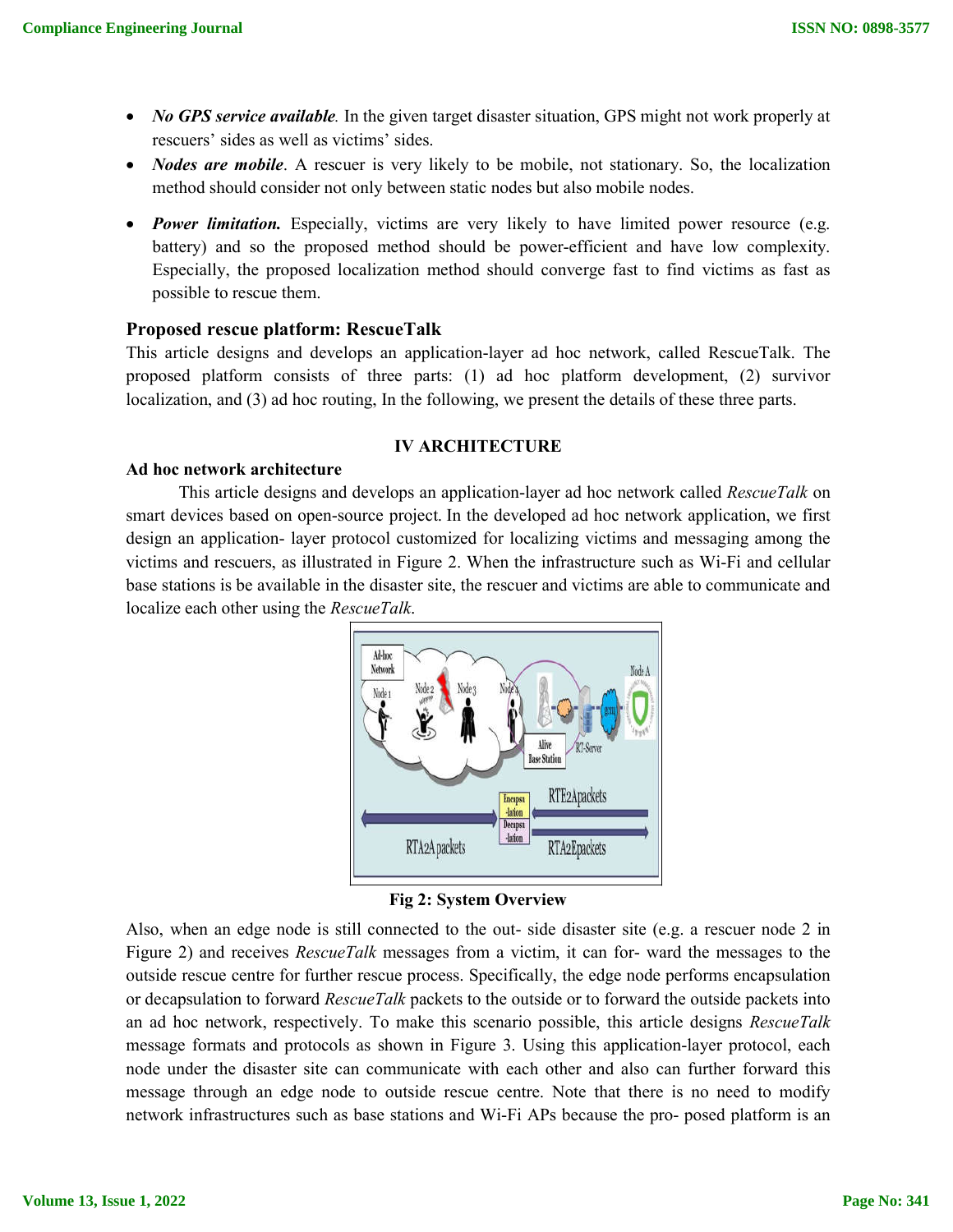- ***No GPS service available.*** In the given target disaster situation, GPS might not work properly at rescuers' sides as well as victims' sides.
- ***Nodes are mobile***. A rescuer is very likely to be mobile, not stationary. So, the localization method should consider not only between static nodes but also mobile nodes.
- ***Power limitation.*** Especially, victims are very likely to have limited power resource (e.g. battery) and so the proposed method should be power-efficient and have low complexity. Especially, the proposed localization method should converge fast to find victims as fast as possible to rescue them.

### Proposed rescue platform: RescueTalk

This article designs and develops an application-layer ad hoc network, called RescueTalk. The proposed platform consists of three parts: (1) ad hoc platform development, (2) survivor localization, and (3) ad hoc routing, In the following, we present the details of these three parts.

## IV ARCHITECTURE

### Ad hoc network architecture

This article designs and develops an application-layer ad hoc network called *RescueTalk* on smart devices based on open-source project. In the developed ad hoc network application, we first design an application- layer protocol customized for localizing victims and messaging among the victims and rescuers, as illustrated in Figure 2. When the infrastructure such as Wi-Fi and cellular base stations is be available in the disaster site, the rescuer and victims are able to communicate and localize each other using the *RescueTalk*.

**Fig 2: System Overview**

Also, when an edge node is still connected to the out- side disaster site (e.g. a rescuer node 2 in Figure 2) and receives *RescueTalk* messages from a victim, it can for- ward the messages to the outside rescue centre for further rescue process. Specifically, the edge node performs encapsulation or decapsulation to forward *RescueTalk* packets to the outside or to forward the outside packets into an ad hoc network, respectively. To make this scenario possible, this article designs *RescueTalk* message formats and protocols as shown in Figure 3. Using this application-layer protocol, each node under the disaster site can communicate with each other and also can further forward this message through an edge node to outside rescue centre. Note that there is no need to modify network infrastructures such as base stations and Wi-Fi APs because the pro- posed platform is an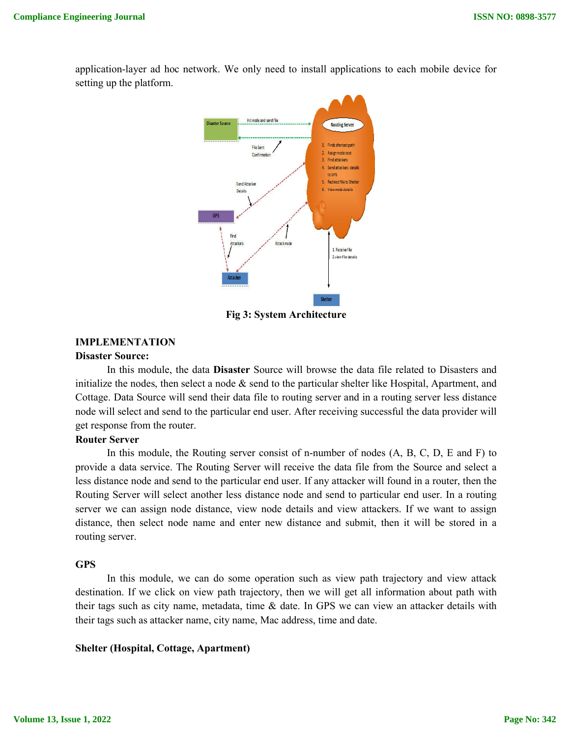application-layer ad hoc network. We only need to install applications to each mobile device for setting up the platform.

**Fig 3: System Architecture**

## IMPLEMENTATION

### Disaster Source:

In this module, the data **Disaster** Source will browse the data file related to Disasters and initialize the nodes, then select a node & send to the particular shelter like Hospital, Apartment, and Cottage. Data Source will send their data file to routing server and in a routing server less distance node will select and send to the particular end user. After receiving successful the data provider will get response from the router.

### Router Server

In this module, the Routing server consist of n-number of nodes (A, B, C, D, E and F) to provide a data service. The Routing Server will receive the data file from the Source and select a less distance node and send to the particular end user. If any attacker will found in a router, then the Routing Server will select another less distance node and send to particular end user. In a routing server we can assign node distance, view node details and view attackers. If we want to assign distance, then select node name and enter new distance and submit, then it will be stored in a routing server.

### GPS

In this module, we can do some operation such as view path trajectory and view attack destination. If we click on view path trajectory, then we will get all information about path with their tags such as city name, metadata, time & date. In GPS we can view an attacker details with their tags such as attacker name, city name, Mac address, time and date.

### Shelter (Hospital, Cottage, Apartment)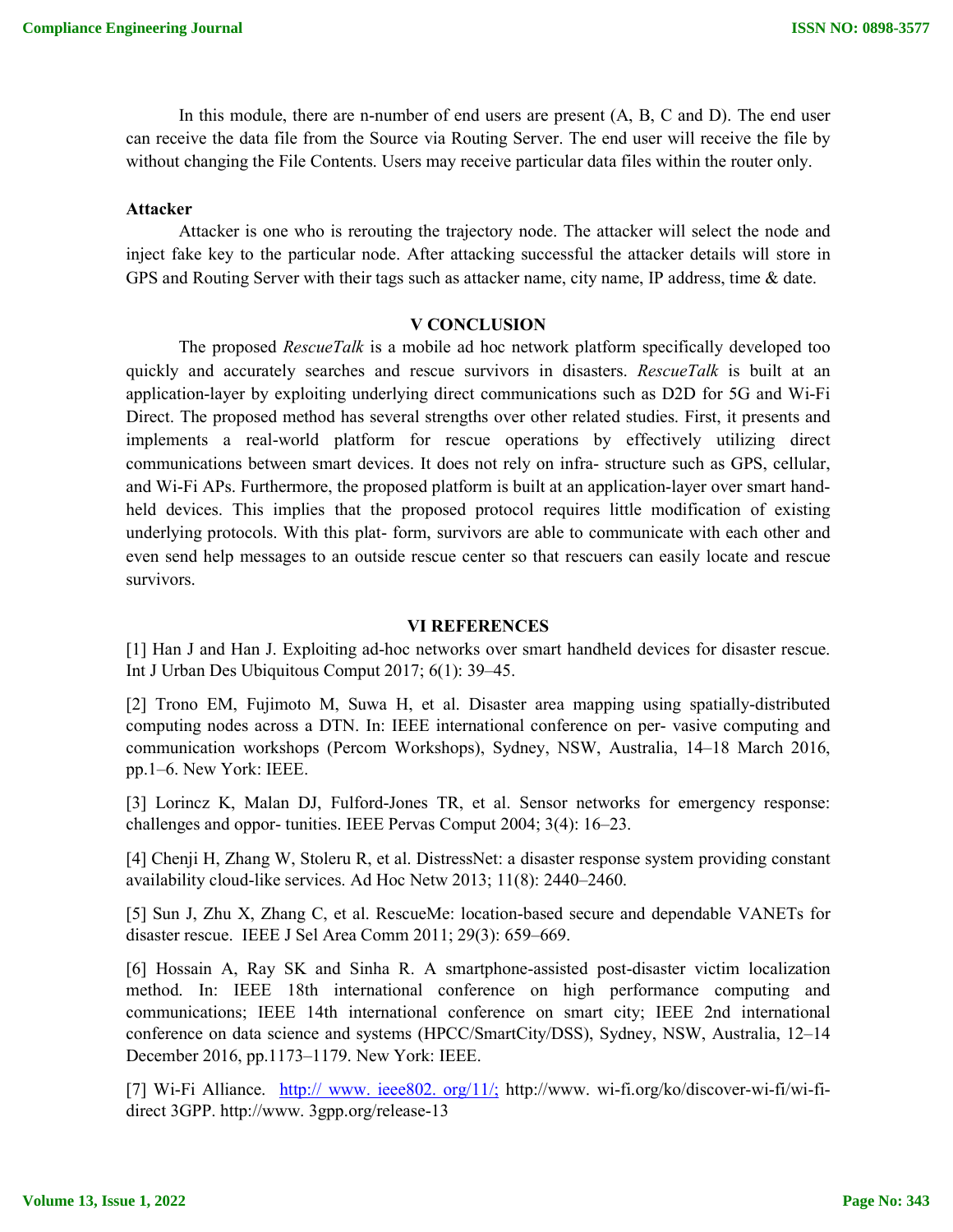In this module, there are n-number of end users are present (A, B, C and D). The end user can receive the data file from the Source via Routing Server. The end user will receive the file by without changing the File Contents. Users may receive particular data files within the router only.

**Attacker**

Attacker is one who is rerouting the trajectory node. The attacker will select the node and inject fake key to the particular node. After attacking successful the attacker details will store in GPS and Routing Server with their tags such as attacker name, city name, IP address, time & date.

## V CONCLUSION

The proposed *RescueTalk* is a mobile ad hoc network platform specifically developed too quickly and accurately searches and rescue survivors in disasters. *RescueTalk* is built at an application-layer by exploiting underlying direct communications such as D2D for 5G and Wi-Fi Direct. The proposed method has several strengths over other related studies. First, it presents and implements a real-world platform for rescue operations by effectively utilizing direct communications between smart devices. It does not rely on infra- structure such as GPS, cellular, and Wi-Fi APs. Furthermore, the proposed platform is built at an application-layer over smart hand-held devices. This implies that the proposed protocol requires little modification of existing underlying protocols. With this plat- form, survivors are able to communicate with each other and even send help messages to an outside rescue center so that rescuers can easily locate and rescue survivors.

## VI REFERENCES

[1] Han J and Han J. Exploiting ad-hoc networks over smart handheld devices for disaster rescue. Int J Urban Des Ubiquitous Comput 2017; 6(1): 39–45.

[2] Trono EM, Fujimoto M, Suwa H, et al. Disaster area mapping using spatially-distributed computing nodes across a DTN. In: IEEE international conference on per- vasive computing and communication workshops (Percom Workshops), Sydney, NSW, Australia, 14–18 March 2016, pp.1–6. New York: IEEE.

[3] Lorincz K, Malan DJ, Fulford-Jones TR, et al. Sensor networks for emergency response: challenges and oppor- tunities. IEEE Pervas Comput 2004; 3(4): 16–23.

[4] Chenji H, Zhang W, Stoleru R, et al. DistressNet: a disaster response system providing constant availability cloud-like services. Ad Hoc Netw 2013; 11(8): 2440–2460.

[5] Sun J, Zhu X, Zhang C, et al. RescueMe: location-based secure and dependable VANETs for disaster rescue. IEEE J Sel Area Comm 2011; 29(3): 659–669.

[6] Hossain A, Ray SK and Sinha R. A smartphone-assisted post-disaster victim localization method. In: IEEE 18th international conference on high performance computing and communications; IEEE 14th international conference on smart city; IEEE 2nd international conference on data science and systems (HPCC/SmartCity/DSS), Sydney, NSW, Australia, 12–14 December 2016, pp.1173–1179. New York: IEEE.

[7] Wi-Fi Alliance. http:// www. ieee802. org/11/; http://www. wi-fi.org/ko/discover-wi-fi/wi-fi-direct 3GPP. http://www. 3gpp.org/release-13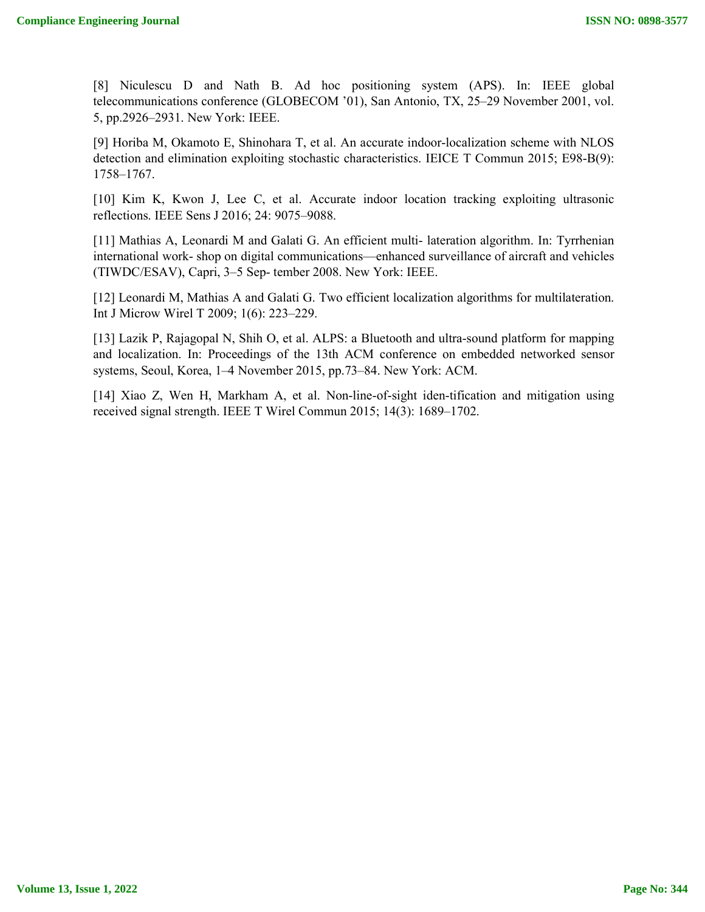[8] Niculescu D and Nath B. Ad hoc positioning system (APS). In: IEEE global telecommunications conference (GLOBECOM ’01), San Antonio, TX, 25–29 November 2001, vol. 5, pp.2926–2931. New York: IEEE.

[9] Horiba M, Okamoto E, Shinohara T, et al. An accurate indoor-localization scheme with NLOS detection and elimination exploiting stochastic characteristics. IEICE T Commun 2015; E98-B(9): 1758–1767.

[10] Kim K, Kwon J, Lee C, et al. Accurate indoor location tracking exploiting ultrasonic reflections. IEEE Sens J 2016; 24: 9075–9088.

[11] Mathias A, Leonardi M and Galati G. An efficient multi- lateration algorithm. In: Tyrrhenian international work- shop on digital communications—enhanced surveillance of aircraft and vehicles (TIWDC/ESAV), Capri, 3–5 Sep- tember 2008. New York: IEEE.

[12] Leonardi M, Mathias A and Galati G. Two efficient localization algorithms for multilateration. Int J Microw Wirel T 2009; 1(6): 223–229.

[13] Lazik P, Rajagopal N, Shih O, et al. ALPS: a Bluetooth and ultra-sound platform for mapping and localization. In: Proceedings of the 13th ACM conference on embedded networked sensor systems, Seoul, Korea, 1–4 November 2015, pp.73–84. New York: ACM.

[14] Xiao Z, Wen H, Markham A, et al. Non-line-of-sight iden-tification and mitigation using received signal strength. IEEE T Wirel Commun 2015; 14(3): 1689–1702.